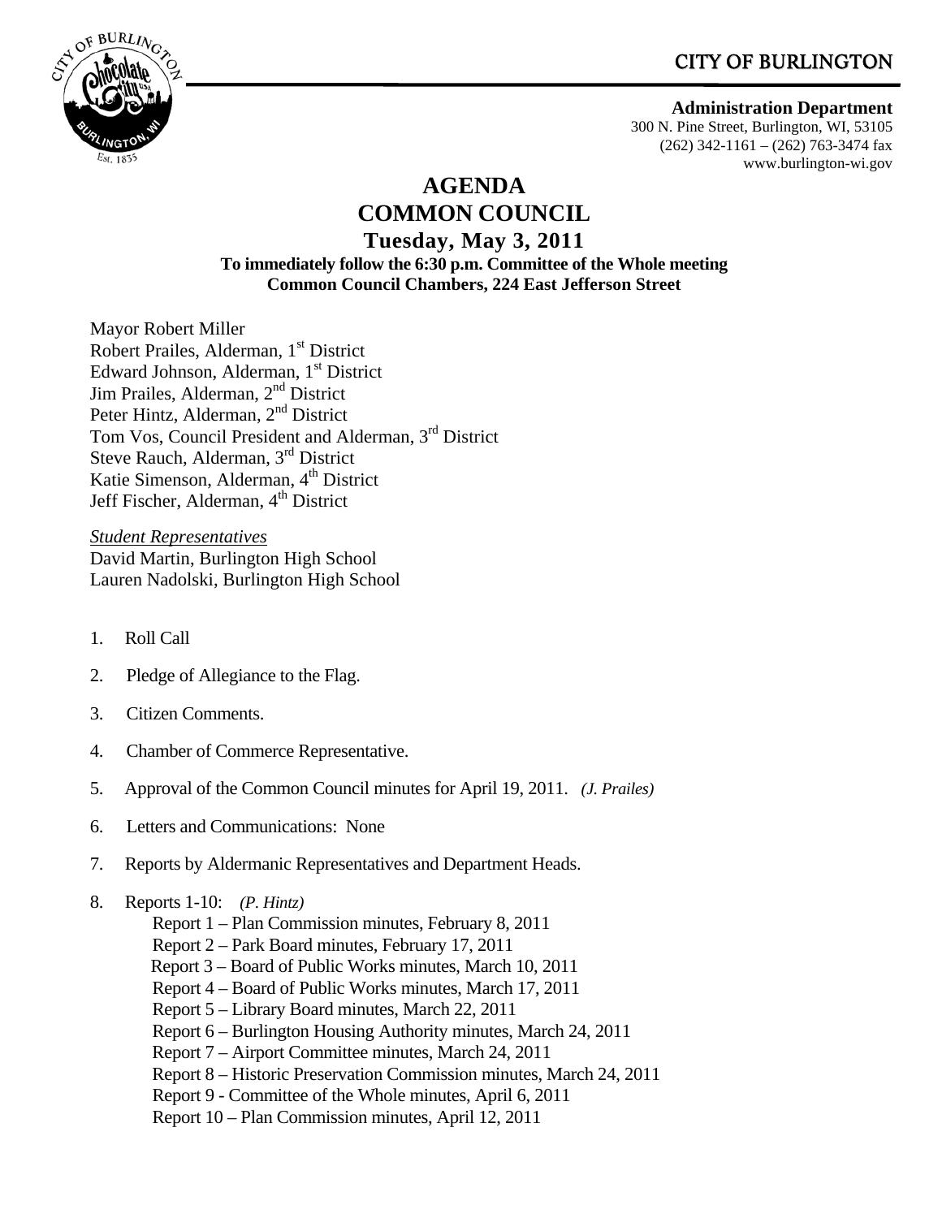CITY OF BURLINGTON

**Administration Department**
300 N. Pine Street, Burlington, WI, 53105
(262) 342-1161 – (262) 763-3474 fax
www.burlington-wi.gov

# AGENDA
# COMMON COUNCIL
## Tuesday, May 3, 2011
**To immediately follow the 6:30 p.m. Committee of the Whole meeting**
**Common Council Chambers, 224 East Jefferson Street**

Mayor Robert Miller
Robert Prailes, Alderman, 1st District
Edward Johnson, Alderman, 1st District
Jim Prailes, Alderman, 2nd District
Peter Hintz, Alderman, 2nd District
Tom Vos, Council President and Alderman, 3rd District
Steve Rauch, Alderman, 3rd District
Katie Simenson, Alderman, 4th District
Jeff Fischer, Alderman, 4th District

*Student Representatives*
David Martin, Burlington High School
Lauren Nadolski, Burlington High School

1. Roll Call
2. Pledge of Allegiance to the Flag.
3. Citizen Comments.
4. Chamber of Commerce Representative.
5. Approval of the Common Council minutes for April 19, 2011. *(J. Prailes)*
6. Letters and Communications: None
7. Reports by Aldermanic Representatives and Department Heads.
8. Reports 1-10: *(P. Hintz)*
   - Report 1 – Plan Commission minutes, February 8, 2011
   - Report 2 – Park Board minutes, February 17, 2011
   - Report 3 – Board of Public Works minutes, March 10, 2011
   - Report 4 – Board of Public Works minutes, March 17, 2011
   - Report 5 – Library Board minutes, March 22, 2011
   - Report 6 – Burlington Housing Authority minutes, March 24, 2011
   - Report 7 – Airport Committee minutes, March 24, 2011
   - Report 8 – Historic Preservation Commission minutes, March 24, 2011
   - Report 9 - Committee of the Whole minutes, April 6, 2011
   - Report 10 – Plan Commission minutes, April 12, 2011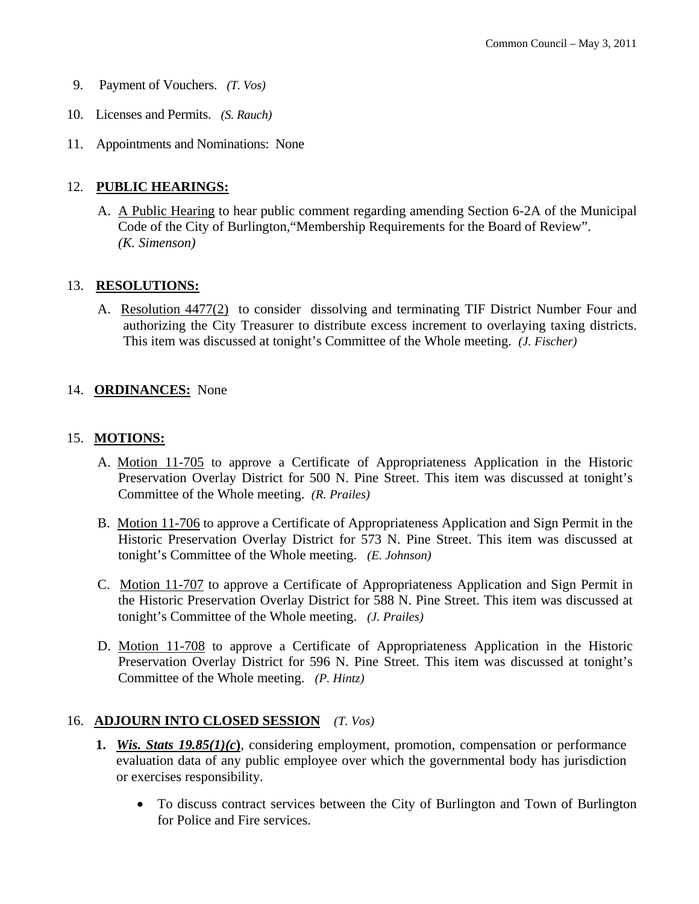9. Payment of Vouchers. *(T. Vos)*

10. Licenses and Permits. *(S. Rauch)*

11. Appointments and Nominations: None

12. **PUBLIC HEARINGS:**

    A. A Public Hearing to hear public comment regarding amending Section 6-2A of the Municipal Code of the City of Burlington,"Membership Requirements for the Board of Review". *(K. Simenson)*

13. **RESOLUTIONS:**

    A. Resolution 4477(2) to consider dissolving and terminating TIF District Number Four and authorizing the City Treasurer to distribute excess increment to overlaying taxing districts. This item was discussed at tonight's Committee of the Whole meeting. *(J. Fischer)*

14. **ORDINANCES:** None

15. **MOTIONS:**

    A. Motion 11-705 to approve a Certificate of Appropriateness Application in the Historic Preservation Overlay District for 500 N. Pine Street. This item was discussed at tonight's Committee of the Whole meeting. *(R. Prailes)*

    B. Motion 11-706 to approve a Certificate of Appropriateness Application and Sign Permit in the Historic Preservation Overlay District for 573 N. Pine Street. This item was discussed at tonight's Committee of the Whole meeting. *(E. Johnson)*

    C. Motion 11-707 to approve a Certificate of Appropriateness Application and Sign Permit in the Historic Preservation Overlay District for 588 N. Pine Street. This item was discussed at tonight's Committee of the Whole meeting. *(J. Prailes)*

    D. Motion 11-708 to approve a Certificate of Appropriateness Application in the Historic Preservation Overlay District for 596 N. Pine Street. This item was discussed at tonight's Committee of the Whole meeting. *(P. Hintz)*

16. **ADJOURN INTO CLOSED SESSION** *(T. Vos)*

    **1.** ***Wis. Stats 19.85(1)(c)***, considering employment, promotion, compensation or performance evaluation data of any public employee over which the governmental body has jurisdiction or exercises responsibility.

    - To discuss contract services between the City of Burlington and Town of Burlington for Police and Fire services.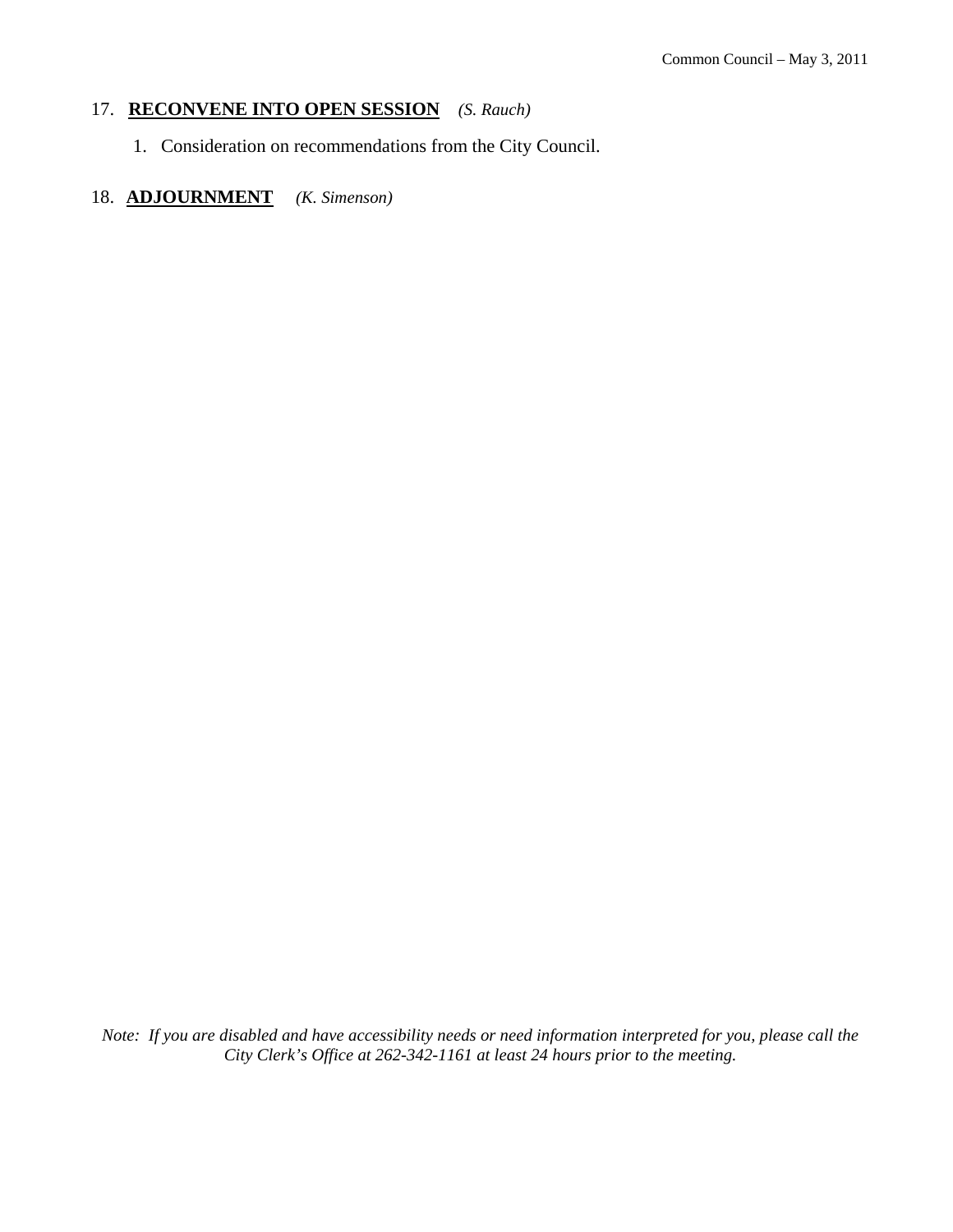17. **<u>RECONVENE INTO OPEN SESSION</u>** *(S. Rauch)*

    1. Consideration on recommendations from the City Council.

18. **<u>ADJOURNMENT</u>** *(K. Simenson)*

*Note: If you are disabled and have accessibility needs or need information interpreted for you, please call the City Clerk's Office at 262-342-1161 at least 24 hours prior to the meeting.*